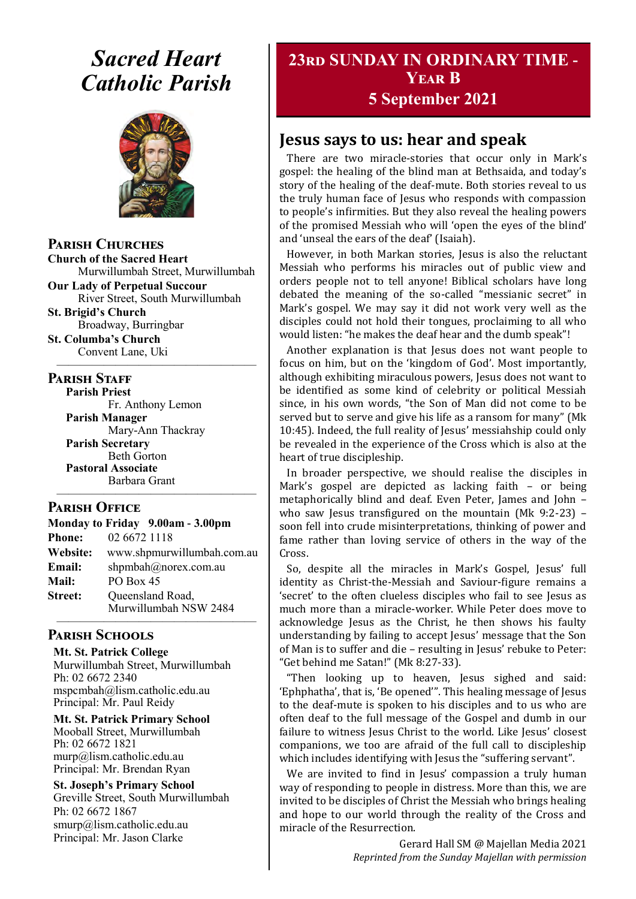# *Sacred Heart Catholic Parish*

## Parish Churches

**Church of the Sacred Heart**
Murwillumbah Street, Murwillumbah

**Our Lady of Perpetual Succour**
River Street, South Murwillumbah

**St. Brigid's Church**
Broadway, Burringbar

**St. Columba's Church**
Convent Lane, Uki

## Parish Staff

**Parish Priest**
Fr. Anthony Lemon

**Parish Manager**
Mary-Ann Thackray

**Parish Secretary**
Beth Gorton

**Pastoral Associate**
Barbara Grant

## Parish Office

**Monday to Friday 9.00am - 3.00pm**

**Phone:** 02 6672 1118
**Website:** www.shpmurwillumbah.com.au
**Email:** shpmbah@norex.com.au
**Mail:** PO Box 45
**Street:** Queensland Road, Murwillumbah NSW 2484

## Parish Schools

**Mt. St. Patrick College**
Murwillumbah Street, Murwillumbah
Ph: 02 6672 2340
mspcmbah@lism.catholic.edu.au
Principal: Mr. Paul Reidy

**Mt. St. Patrick Primary School**
Mooball Street, Murwillumbah
Ph: 02 6672 1821
murp@lism.catholic.edu.au
Principal: Mr. Brendan Ryan

**St. Joseph's Primary School**
Greville Street, South Murwillumbah
Ph: 02 6672 1867
smurp@lism.catholic.edu.au
Principal: Mr. Jason Clarke

# 23rd Sunday in Ordinary Time - Year B
## 5 September 2021

## Jesus says to us: hear and speak

There are two miracle-stories that occur only in Mark's gospel: the healing of the blind man at Bethsaida, and today's story of the healing of the deaf-mute. Both stories reveal to us the truly human face of Jesus who responds with compassion to people's infirmities. But they also reveal the healing powers of the promised Messiah who will 'open the eyes of the blind' and 'unseal the ears of the deaf' (Isaiah).

However, in both Markan stories, Jesus is also the reluctant Messiah who performs his miracles out of public view and orders people not to tell anyone! Biblical scholars have long debated the meaning of the so-called "messianic secret" in Mark's gospel. We may say it did not work very well as the disciples could not hold their tongues, proclaiming to all who would listen: "he makes the deaf hear and the dumb speak"!

Another explanation is that Jesus does not want people to focus on him, but on the 'kingdom of God'. Most importantly, although exhibiting miraculous powers, Jesus does not want to be identified as some kind of celebrity or political Messiah since, in his own words, "the Son of Man did not come to be served but to serve and give his life as a ransom for many" (Mk 10:45). Indeed, the full reality of Jesus' messiahship could only be revealed in the experience of the Cross which is also at the heart of true discipleship.

In broader perspective, we should realise the disciples in Mark's gospel are depicted as lacking faith – or being metaphorically blind and deaf. Even Peter, James and John – who saw Jesus transfigured on the mountain (Mk 9:2-23) – soon fell into crude misinterpretations, thinking of power and fame rather than loving service of others in the way of the Cross.

So, despite all the miracles in Mark's Gospel, Jesus' full identity as Christ-the-Messiah and Saviour-figure remains a 'secret' to the often clueless disciples who fail to see Jesus as much more than a miracle-worker. While Peter does move to acknowledge Jesus as the Christ, he then shows his faulty understanding by failing to accept Jesus' message that the Son of Man is to suffer and die – resulting in Jesus' rebuke to Peter: "Get behind me Satan!" (Mk 8:27-33).

"Then looking up to heaven, Jesus sighed and said: 'Ephphatha', that is, 'Be opened'". This healing message of Jesus to the deaf-mute is spoken to his disciples and to us who are often deaf to the full message of the Gospel and dumb in our failure to witness Jesus Christ to the world. Like Jesus' closest companions, we too are afraid of the full call to discipleship which includes identifying with Jesus the "suffering servant".

We are invited to find in Jesus' compassion a truly human way of responding to people in distress. More than this, we are invited to be disciples of Christ the Messiah who brings healing and hope to our world through the reality of the Cross and miracle of the Resurrection.

Gerard Hall SM @ Majellan Media 2021
*Reprinted from the Sunday Majellan with permission*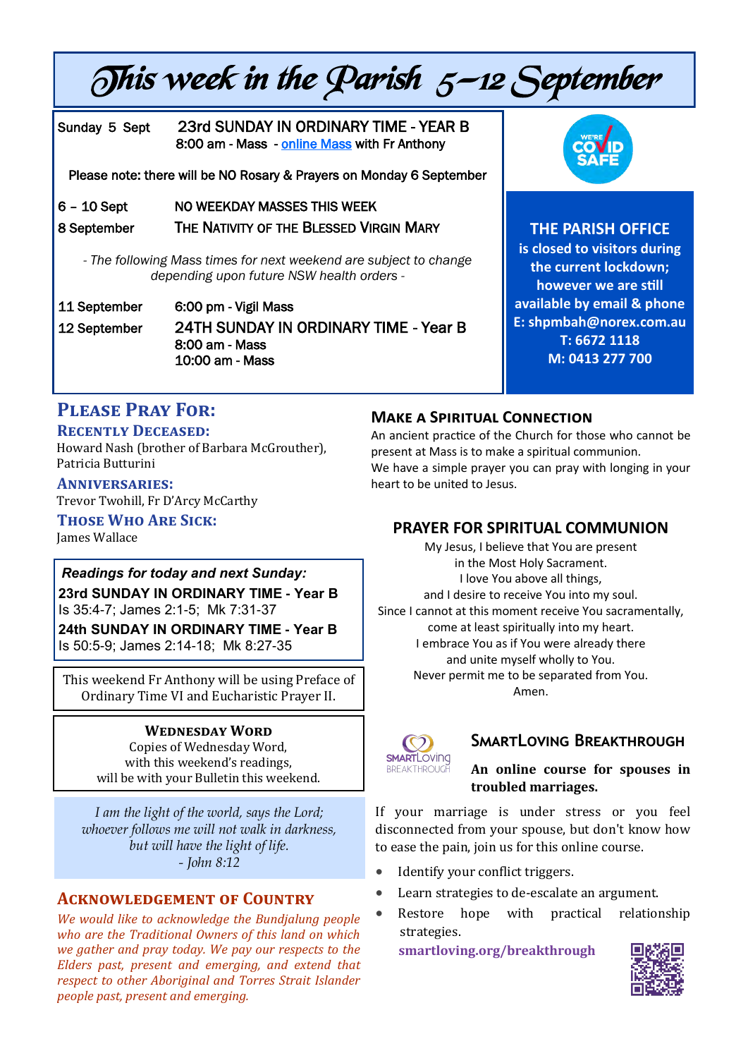# This week in the Parish 5–12 September

**Sunday 5 Sept** — **23rd SUNDAY IN ORDINARY TIME - YEAR B**
8:00 am - Mass - online Mass with Fr Anthony

Please note: there will be NO Rosary & Prayers on Monday 6 September

**6 – 10 Sept** — NO WEEKDAY MASSES THIS WEEK

**8 September** — The Nativity of the Blessed Virgin Mary

*- The following Mass times for next weekend are subject to change depending upon future NSW health orders -*

**11 September** — 6:00 pm - Vigil Mass

**12 September** — **24TH SUNDAY IN ORDINARY TIME - Year B**
8:00 am - Mass
10:00 am - Mass

WE'RE COVID SAFE

**THE PARISH OFFICE**
**is closed to visitors during the current lockdown; however we are still available by email & phone**
**E: shpmbah@norex.com.au**
**T: 6672 1118**
**M: 0413 277 700**

## Please Pray For:

### Recently Deceased:

Howard Nash (brother of Barbara McGrouther), Patricia Butturini

### Anniversaries:

Trevor Twohill, Fr D'Arcy McCarthy

### Those Who Are Sick:

James Wallace

***Readings for today and next Sunday:***

**23rd SUNDAY IN ORDINARY TIME - Year B**
Is 35:4-7; James 2:1-5; Mk 7:31-37

**24th SUNDAY IN ORDINARY TIME - Year B**
Is 50:5-9; James 2:14-18; Mk 8:27-35

This weekend Fr Anthony will be using Preface of Ordinary Time VI and Eucharistic Prayer II.

**Wednesday Word**

Copies of Wednesday Word,
with this weekend's readings,
will be with your Bulletin this weekend.

*I am the light of the world, says the Lord;*
*whoever follows me will not walk in darkness,*
*but will have the light of life.*
*- John 8:12*

## Acknowledgement of Country

*We would like to acknowledge the Bundjalung people who are the Traditional Owners of this land on which we gather and pray today. We pay our respects to the Elders past, present and emerging, and extend that respect to other Aboriginal and Torres Strait Islander people past, present and emerging.*

## Make a Spiritual Connection

An ancient practice of the Church for those who cannot be present at Mass is to make a spiritual communion.
We have a simple prayer you can pray with longing in your heart to be united to Jesus.

## PRAYER FOR SPIRITUAL COMMUNION

My Jesus, I believe that You are present
in the Most Holy Sacrament.
I love You above all things,
and I desire to receive You into my soul.
Since I cannot at this moment receive You sacramentally,
come at least spiritually into my heart.
I embrace You as if You were already there
and unite myself wholly to You.
Never permit me to be separated from You.
Amen.

## SmartLoving Breakthrough

**An online course for spouses in troubled marriages.**

If your marriage is under stress or you feel disconnected from your spouse, but don't know how to ease the pain, join us for this online course.

- Identify your conflict triggers.
- Learn strategies to de-escalate an argument.
- Restore hope with practical relationship strategies.

**smartloving.org/breakthrough**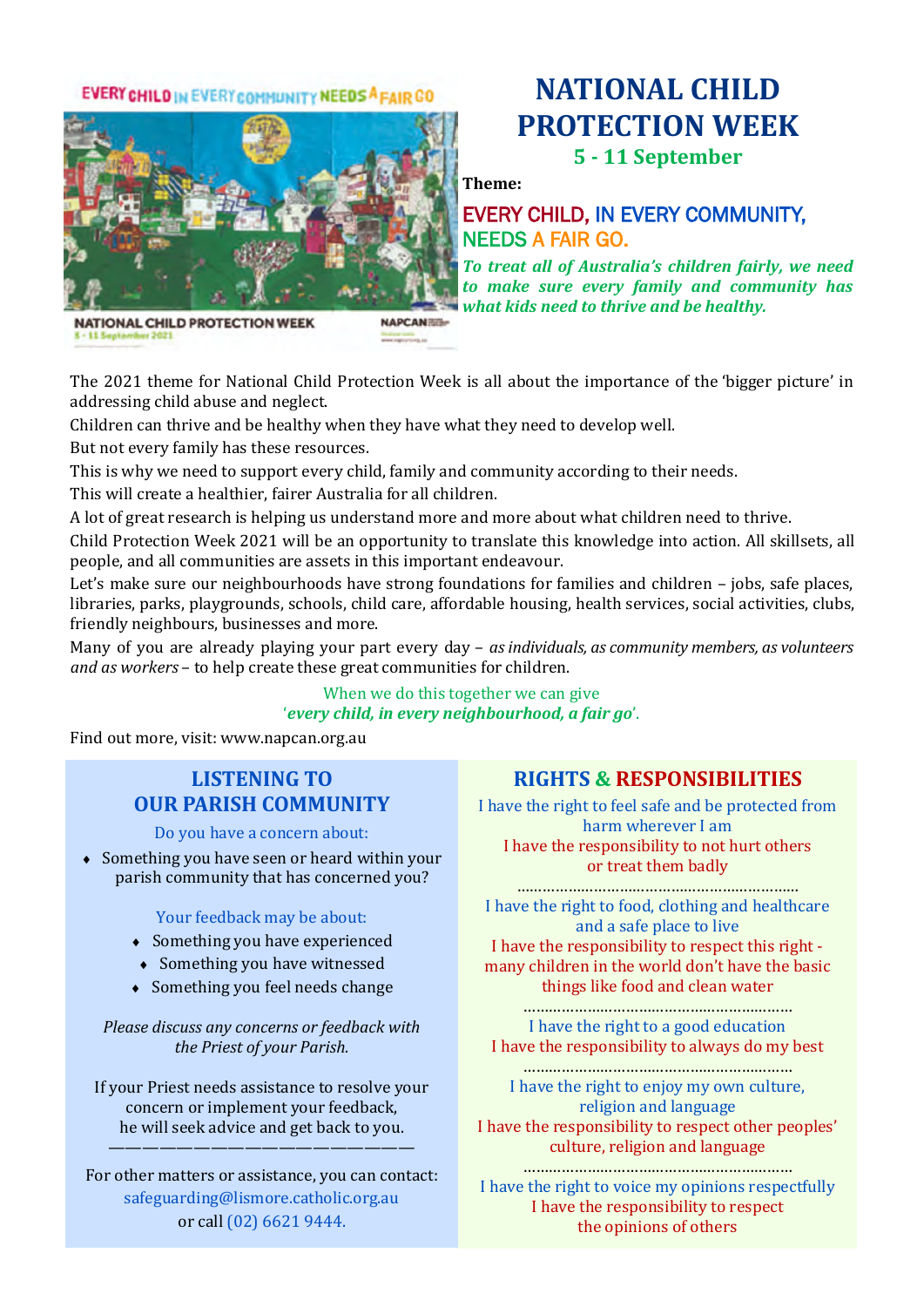# NATIONAL CHILD PROTECTION WEEK

**5 - 11 September**

**Theme:**

EVERY CHILD, IN EVERY COMMUNITY, NEEDS A FAIR GO.

***To treat all of Australia's children fairly, we need to make sure every family and community has what kids need to thrive and be healthy.***

The 2021 theme for National Child Protection Week is all about the importance of the 'bigger picture' in addressing child abuse and neglect.

Children can thrive and be healthy when they have what they need to develop well.

But not every family has these resources.

This is why we need to support every child, family and community according to their needs.

This will create a healthier, fairer Australia for all children.

A lot of great research is helping us understand more and more about what children need to thrive.

Child Protection Week 2021 will be an opportunity to translate this knowledge into action. All skillsets, all people, and all communities are assets in this important endeavour.

Let's make sure our neighbourhoods have strong foundations for families and children – jobs, safe places, libraries, parks, playgrounds, schools, child care, affordable housing, health services, social activities, clubs, friendly neighbours, businesses and more.

Many of you are already playing your part every day – *as individuals, as community members, as volunteers and as workers* – to help create these great communities for children.

When we do this together we can give
'***every child, in every neighbourhood, a fair go***'.

Find out more, visit: www.napcan.org.au

## LISTENING TO OUR PARISH COMMUNITY

Do you have a concern about:

- Something you have seen or heard within your parish community that has concerned you?

Your feedback may be about:

- Something you have experienced
- Something you have witnessed
- Something you feel needs change

*Please discuss any concerns or feedback with the Priest of your Parish.*

If your Priest needs assistance to resolve your concern or implement your feedback, he will seek advice and get back to you.

---

For other matters or assistance, you can contact:
safeguarding@lismore.catholic.org.au
or call (02) 6621 9444.

## RIGHTS & RESPONSIBILITIES

I have the right to feel safe and be protected from harm wherever I am
I have the responsibility to not hurt others or treat them badly

I have the right to food, clothing and healthcare and a safe place to live
I have the responsibility to respect this right - many children in the world don't have the basic things like food and clean water

I have the right to a good education
I have the responsibility to always do my best

I have the right to enjoy my own culture, religion and language
I have the responsibility to respect other peoples' culture, religion and language

I have the right to voice my opinions respectfully
I have the responsibility to respect the opinions of others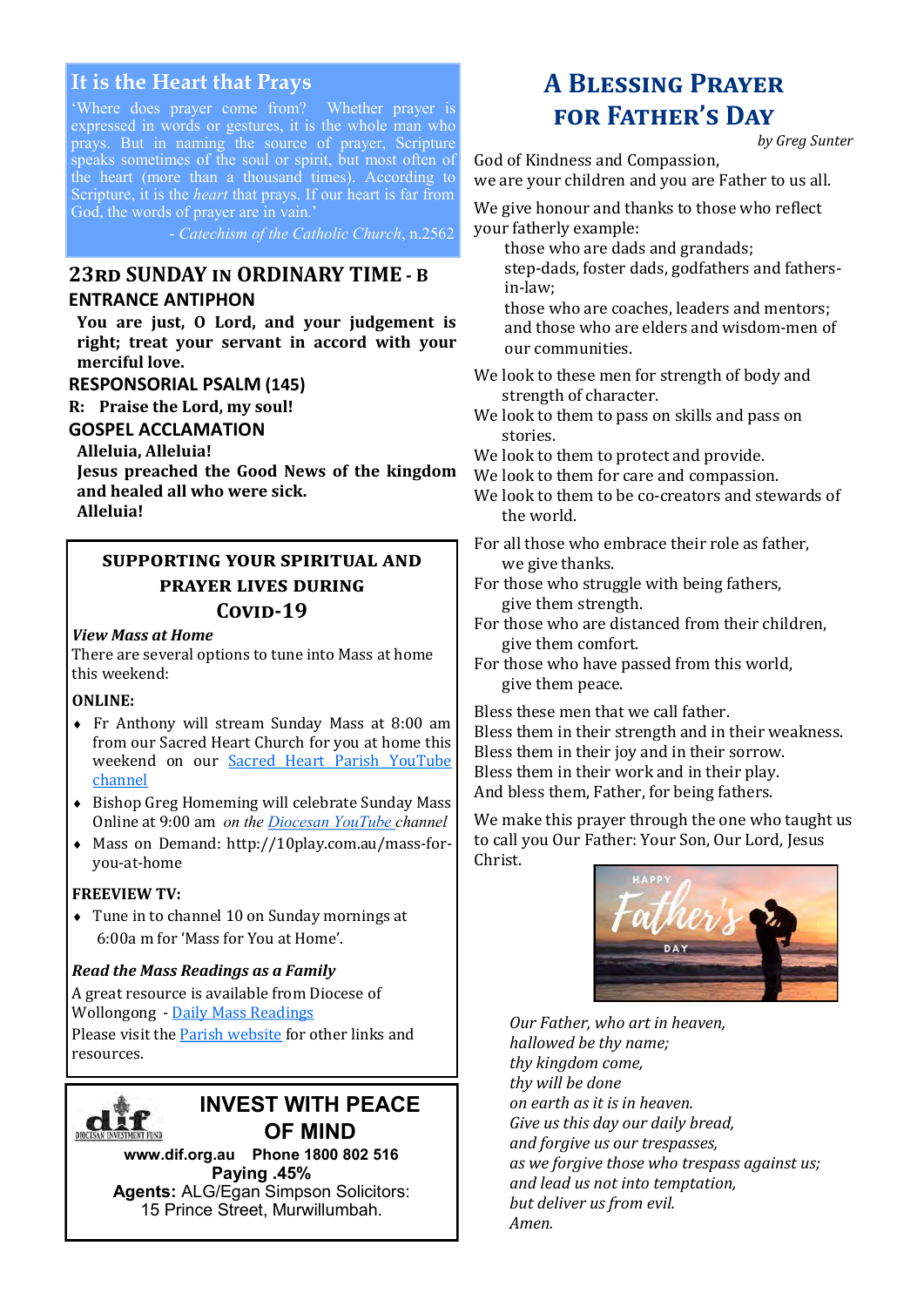## It is the Heart that Prays

'Where does prayer come from? Whether prayer is expressed in words or gestures, it is the whole man who prays. But in naming the source of prayer, Scripture speaks sometimes of the soul or spirit, but most often of the heart (more than a thousand times). According to Scripture, it is the *heart* that prays. If our heart is far from God, the words of prayer are in vain.'

- *Catechism of the Catholic Church*, n.2562

## 23RD SUNDAY IN ORDINARY TIME - B

### ENTRANCE ANTIPHON

**You are just, O Lord, and your judgement is right; treat your servant in accord with your merciful love.**

### RESPONSORIAL PSALM (145)

**R: Praise the Lord, my soul!**

### GOSPEL ACCLAMATION

**Alleluia, Alleluia!**
**Jesus preached the Good News of the kingdom and healed all who were sick.**
**Alleluia!**

## SUPPORTING YOUR SPIRITUAL AND PRAYER LIVES DURING COVID-19

***View Mass at Home***

There are several options to tune into Mass at home this weekend:

**ONLINE:**

- Fr Anthony will stream Sunday Mass at 8:00 am from our Sacred Heart Church for you at home this weekend on our Sacred Heart Parish YouTube channel
- Bishop Greg Homeming will celebrate Sunday Mass Online at 9:00 am *on the Diocesan YouTube channel*
- Mass on Demand: http://10play.com.au/mass-for-you-at-home

**FREEVIEW TV:**

- Tune in to channel 10 on Sunday mornings at 6:00a m for 'Mass for You at Home'.

***Read the Mass Readings as a Family***

A great resource is available from Diocese of Wollongong - Daily Mass Readings

Please visit the Parish website for other links and resources.

## INVEST WITH PEACE OF MIND

DIOCESAN INVESTMENT FUND

**www.dif.org.au Phone 1800 802 516**

**Paying .45%**

**Agents:** ALG/Egan Simpson Solicitors: 15 Prince Street, Murwillumbah.

# A Blessing Prayer for Father's Day

*by Greg Sunter*

God of Kindness and Compassion,
we are your children and you are Father to us all.

We give honour and thanks to those who reflect your fatherly example:
those who are dads and grandads;
step-dads, foster dads, godfathers and fathers-in-law;
those who are coaches, leaders and mentors;
and those who are elders and wisdom-men of our communities.

We look to these men for strength of body and strength of character.
We look to them to pass on skills and pass on stories.
We look to them to protect and provide.
We look to them for care and compassion.
We look to them to be co-creators and stewards of the world.

For all those who embrace their role as father,
we give thanks.
For those who struggle with being fathers,
give them strength.
For those who are distanced from their children,
give them comfort.
For those who have passed from this world,
give them peace.

Bless these men that we call father.
Bless them in their strength and in their weakness.
Bless them in their joy and in their sorrow.
Bless them in their work and in their play.
And bless them, Father, for being fathers.

We make this prayer through the one who taught us to call you Our Father: Your Son, Our Lord, Jesus Christ.

HAPPY Father's DAY

*Our Father, who art in heaven,*
*hallowed be thy name;*
*thy kingdom come,*
*thy will be done*
*on earth as it is in heaven.*
*Give us this day our daily bread,*
*and forgive us our trespasses,*
*as we forgive those who trespass against us;*
*and lead us not into temptation,*
*but deliver us from evil.*
*Amen.*